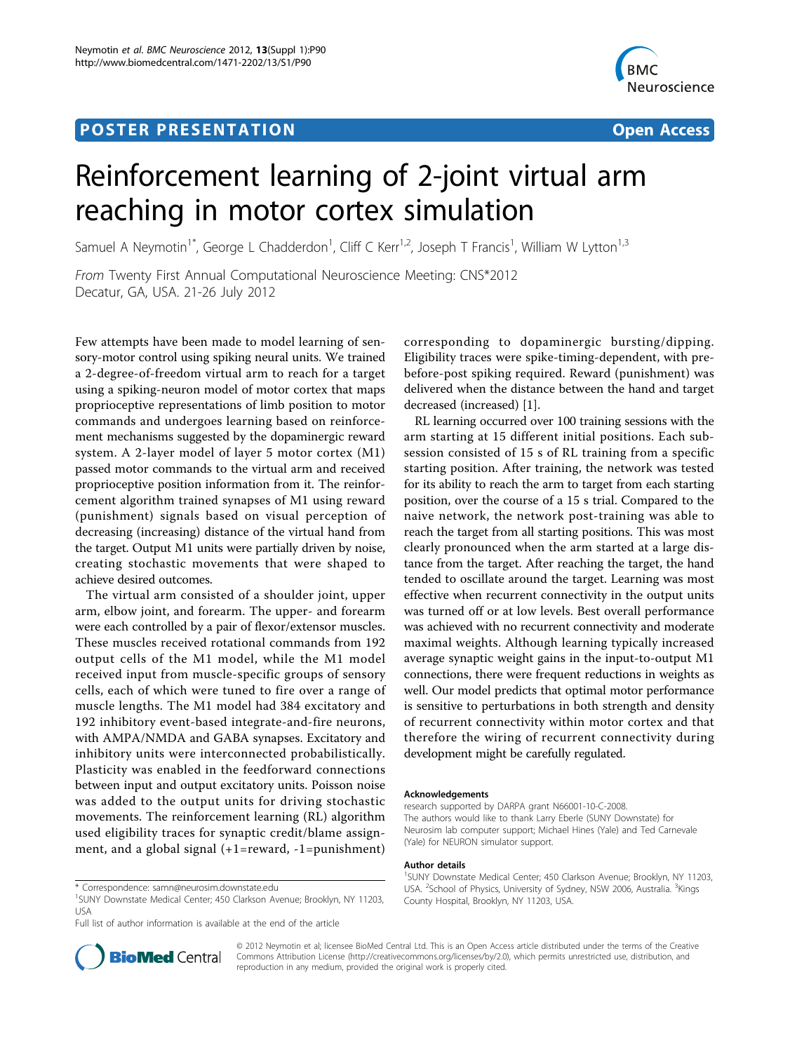POSTER PRESENTATION Open Access

# Reinforcement learning of 2-joint virtual arm reaching in motor cortex simulation

Samuel A Neymotin[1*], George L Chadderdon[1], Cliff C Kerr[1,2], Joseph T Francis[1], William W Lytton[1,3]

*From* Twenty First Annual Computational Neuroscience Meeting: CNS*2012
Decatur, GA, USA. 21-26 July 2012

Few attempts have been made to model learning of sensory-motor control using spiking neural units. We trained a 2-degree-of-freedom virtual arm to reach for a target using a spiking-neuron model of motor cortex that maps proprioceptive representations of limb position to motor commands and undergoes learning based on reinforcement mechanisms suggested by the dopaminergic reward system. A 2-layer model of layer 5 motor cortex (M1) passed motor commands to the virtual arm and received proprioceptive position information from it. The reinforcement algorithm trained synapses of M1 using reward (punishment) signals based on visual perception of decreasing (increasing) distance of the virtual hand from the target. Output M1 units were partially driven by noise, creating stochastic movements that were shaped to achieve desired outcomes.

The virtual arm consisted of a shoulder joint, upper arm, elbow joint, and forearm. The upper- and forearm were each controlled by a pair of flexor/extensor muscles. These muscles received rotational commands from 192 output cells of the M1 model, while the M1 model received input from muscle-specific groups of sensory cells, each of which were tuned to fire over a range of muscle lengths. The M1 model had 384 excitatory and 192 inhibitory event-based integrate-and-fire neurons, with AMPA/NMDA and GABA synapses. Excitatory and inhibitory units were interconnected probabilistically. Plasticity was enabled in the feedforward connections between input and output excitatory units. Poisson noise was added to the output units for driving stochastic movements. The reinforcement learning (RL) algorithm used eligibility traces for synaptic credit/blame assignment, and a global signal (+1=reward, -1=punishment) corresponding to dopaminergic bursting/dipping. Eligibility traces were spike-timing-dependent, with pre-before-post spiking required. Reward (punishment) was delivered when the distance between the hand and target decreased (increased) [1].

RL learning occurred over 100 training sessions with the arm starting at 15 different initial positions. Each sub-session consisted of 15 s of RL training from a specific starting position. After training, the network was tested for its ability to reach the arm to target from each starting position, over the course of a 15 s trial. Compared to the naive network, the network post-training was able to reach the target from all starting positions. This was most clearly pronounced when the arm started at a large distance from the target. After reaching the target, the hand tended to oscillate around the target. Learning was most effective when recurrent connectivity in the output units was turned off or at low levels. Best overall performance was achieved with no recurrent connectivity and moderate maximal weights. Although learning typically increased average synaptic weight gains in the input-to-output M1 connections, there were frequent reductions in weights as well. Our model predicts that optimal motor performance is sensitive to perturbations in both strength and density of recurrent connectivity within motor cortex and that therefore the wiring of recurrent connectivity during development might be carefully regulated.

### Acknowledgements

research supported by DARPA grant N66001-10-C-2008.
The authors would like to thank Larry Eberle (SUNY Downstate) for Neurosim lab computer support; Michael Hines (Yale) and Ted Carnevale (Yale) for NEURON simulator support.

### Author details

[1]SUNY Downstate Medical Center; 450 Clarkson Avenue; Brooklyn, NY 11203, USA. [2]School of Physics, University of Sydney, NSW 2006, Australia. [3]Kings County Hospital, Brooklyn, NY 11203, USA.

* Correspondence: samn@neurosim.downstate.edu
[1]SUNY Downstate Medical Center; 450 Clarkson Avenue; Brooklyn, NY 11203, USA

Full list of author information is available at the end of the article

© 2012 Neymotin et al; licensee BioMed Central Ltd. This is an Open Access article distributed under the terms of the Creative Commons Attribution License (http://creativecommons.org/licenses/by/2.0), which permits unrestricted use, distribution, and reproduction in any medium, provided the original work is properly cited.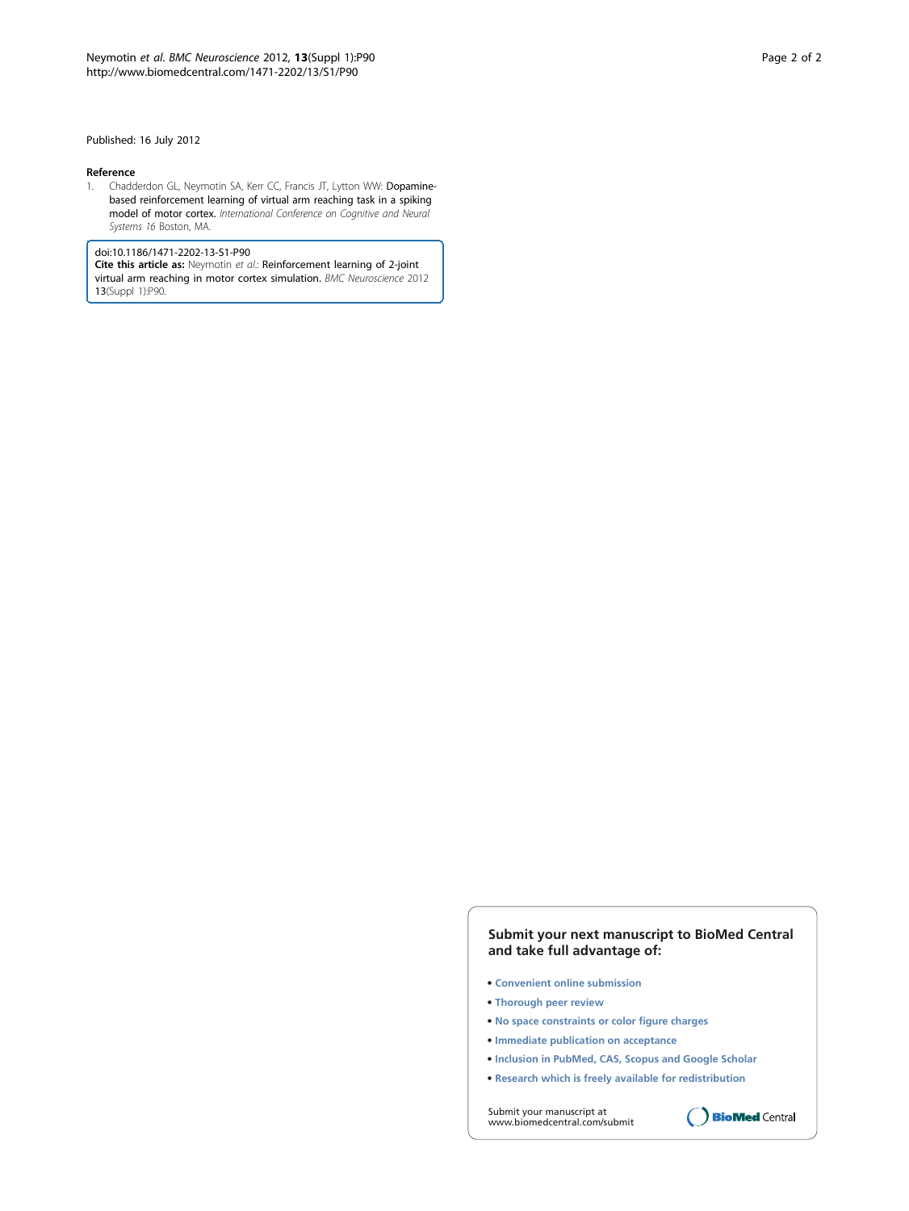Published: 16 July 2012

### Reference

1. Chadderdon GL, Neymotin SA, Kerr CC, Francis JT, Lytton WW: **Dopamine-based reinforcement learning of virtual arm reaching task in a spiking model of motor cortex.** *International Conference on Cognitive and Neural Systems 16* Boston, MA.

doi:10.1186/1471-2202-13-S1-P90
**Cite this article as:** Neymotin *et al.*: Reinforcement learning of 2-joint virtual arm reaching in motor cortex simulation. *BMC Neuroscience* 2012 **13**(Suppl 1):P90.

**Submit your next manuscript to BioMed Central and take full advantage of:**

- **Convenient online submission**
- **Thorough peer review**
- **No space constraints or color figure charges**
- **Immediate publication on acceptance**
- **Inclusion in PubMed, CAS, Scopus and Google Scholar**
- **Research which is freely available for redistribution**

Submit your manuscript at
www.biomedcentral.com/submit

BioMed Central